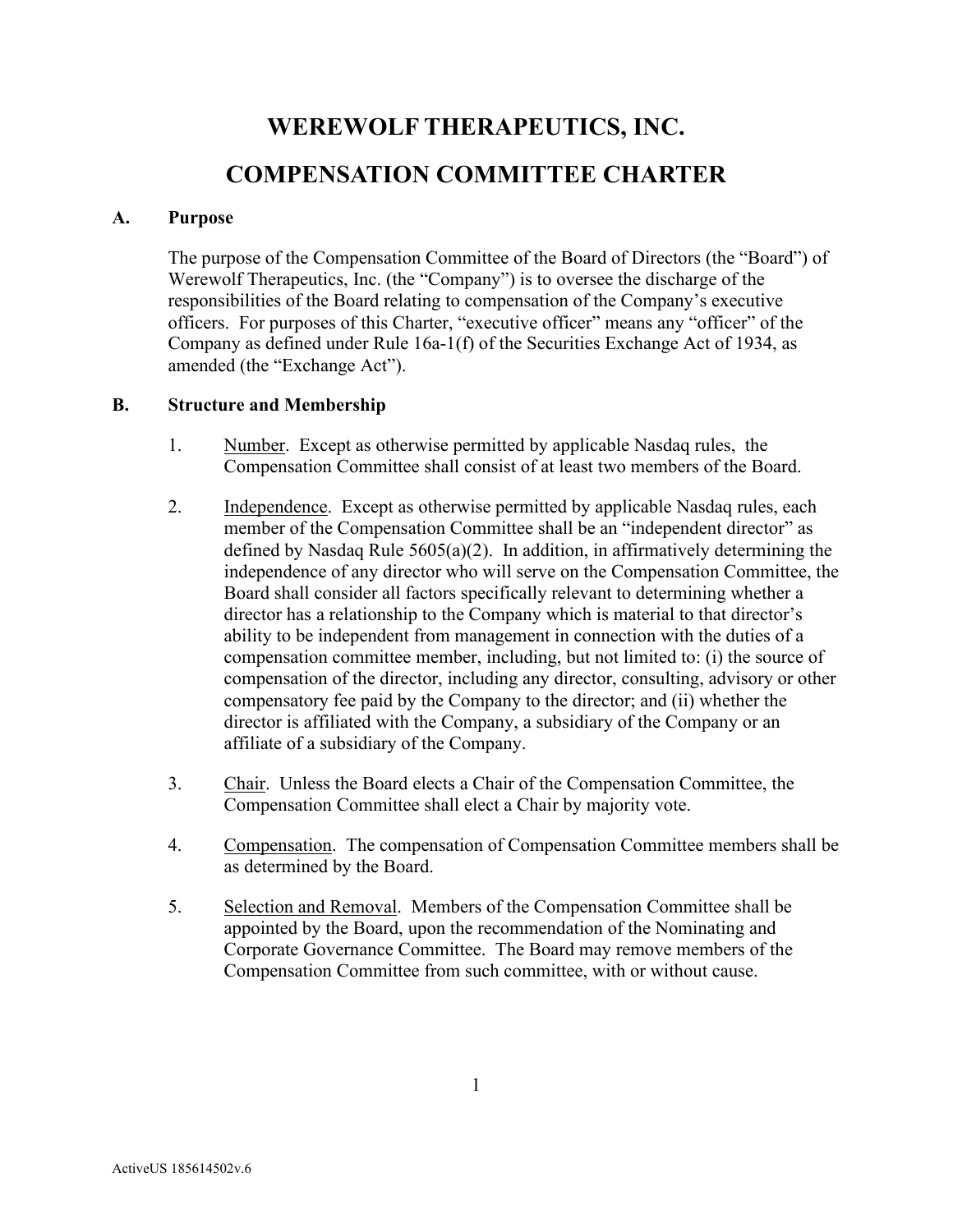# WEREWOLF THERAPEUTICS, INC.

# COMPENSATION COMMITTEE CHARTER

## A. Purpose

The purpose of the Compensation Committee of the Board of Directors (the "Board") of Werewolf Therapeutics, Inc. (the "Company") is to oversee the discharge of the responsibilities of the Board relating to compensation of the Company's executive officers. For purposes of this Charter, "executive officer" means any "officer" of the Company as defined under Rule 16a-1(f) of the Securities Exchange Act of 1934, as amended (the "Exchange Act").

## B. Structure and Membership

1. Number. Except as otherwise permitted by applicable Nasdaq rules, the Compensation Committee shall consist of at least two members of the Board.

2. Independence. Except as otherwise permitted by applicable Nasdaq rules, each member of the Compensation Committee shall be an "independent director" as defined by Nasdaq Rule 5605(a)(2). In addition, in affirmatively determining the independence of any director who will serve on the Compensation Committee, the Board shall consider all factors specifically relevant to determining whether a director has a relationship to the Company which is material to that director's ability to be independent from management in connection with the duties of a compensation committee member, including, but not limited to: (i) the source of compensation of the director, including any director, consulting, advisory or other compensatory fee paid by the Company to the director; and (ii) whether the director is affiliated with the Company, a subsidiary of the Company or an affiliate of a subsidiary of the Company.

3. Chair. Unless the Board elects a Chair of the Compensation Committee, the Compensation Committee shall elect a Chair by majority vote.

4. Compensation. The compensation of Compensation Committee members shall be as determined by the Board.

5. Selection and Removal. Members of the Compensation Committee shall be appointed by the Board, upon the recommendation of the Nominating and Corporate Governance Committee. The Board may remove members of the Compensation Committee from such committee, with or without cause.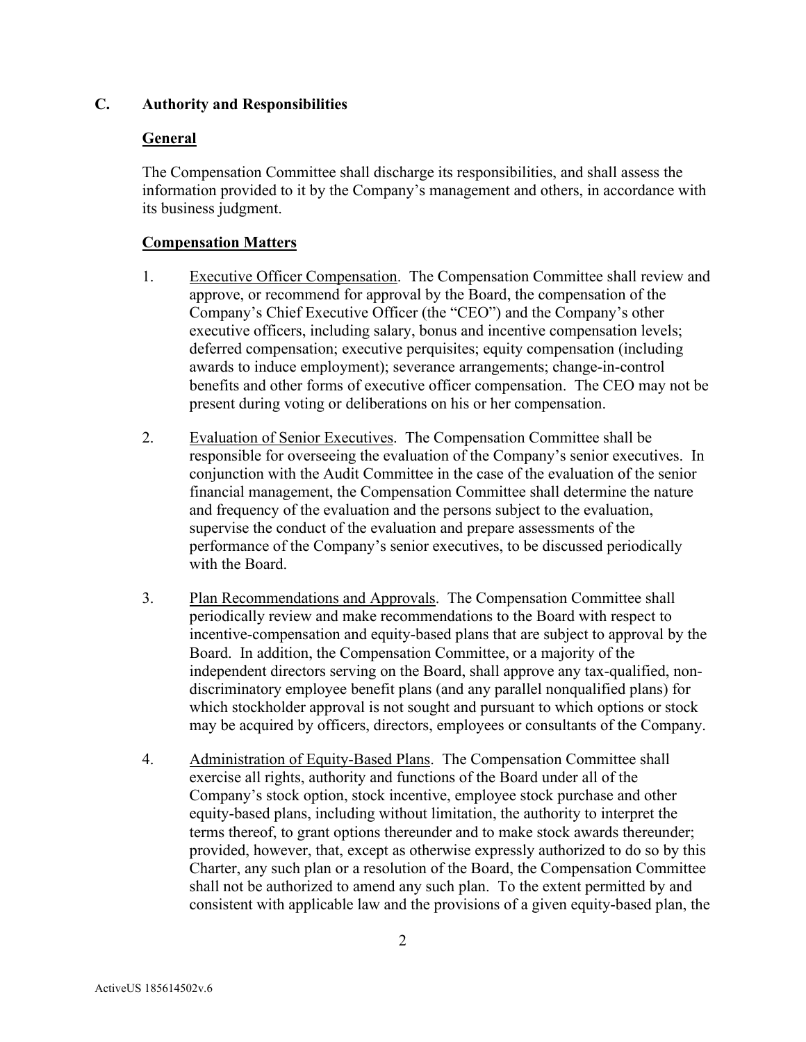## C. Authority and Responsibilities

### General

The Compensation Committee shall discharge its responsibilities, and shall assess the information provided to it by the Company's management and others, in accordance with its business judgment.

### Compensation Matters

1. Executive Officer Compensation. The Compensation Committee shall review and approve, or recommend for approval by the Board, the compensation of the Company's Chief Executive Officer (the "CEO") and the Company's other executive officers, including salary, bonus and incentive compensation levels; deferred compensation; executive perquisites; equity compensation (including awards to induce employment); severance arrangements; change-in-control benefits and other forms of executive officer compensation. The CEO may not be present during voting or deliberations on his or her compensation.

2. Evaluation of Senior Executives. The Compensation Committee shall be responsible for overseeing the evaluation of the Company's senior executives. In conjunction with the Audit Committee in the case of the evaluation of the senior financial management, the Compensation Committee shall determine the nature and frequency of the evaluation and the persons subject to the evaluation, supervise the conduct of the evaluation and prepare assessments of the performance of the Company's senior executives, to be discussed periodically with the Board.

3. Plan Recommendations and Approvals. The Compensation Committee shall periodically review and make recommendations to the Board with respect to incentive-compensation and equity-based plans that are subject to approval by the Board. In addition, the Compensation Committee, or a majority of the independent directors serving on the Board, shall approve any tax-qualified, non-discriminatory employee benefit plans (and any parallel nonqualified plans) for which stockholder approval is not sought and pursuant to which options or stock may be acquired by officers, directors, employees or consultants of the Company.

4. Administration of Equity-Based Plans. The Compensation Committee shall exercise all rights, authority and functions of the Board under all of the Company's stock option, stock incentive, employee stock purchase and other equity-based plans, including without limitation, the authority to interpret the terms thereof, to grant options thereunder and to make stock awards thereunder; provided, however, that, except as otherwise expressly authorized to do so by this Charter, any such plan or a resolution of the Board, the Compensation Committee shall not be authorized to amend any such plan. To the extent permitted by and consistent with applicable law and the provisions of a given equity-based plan, the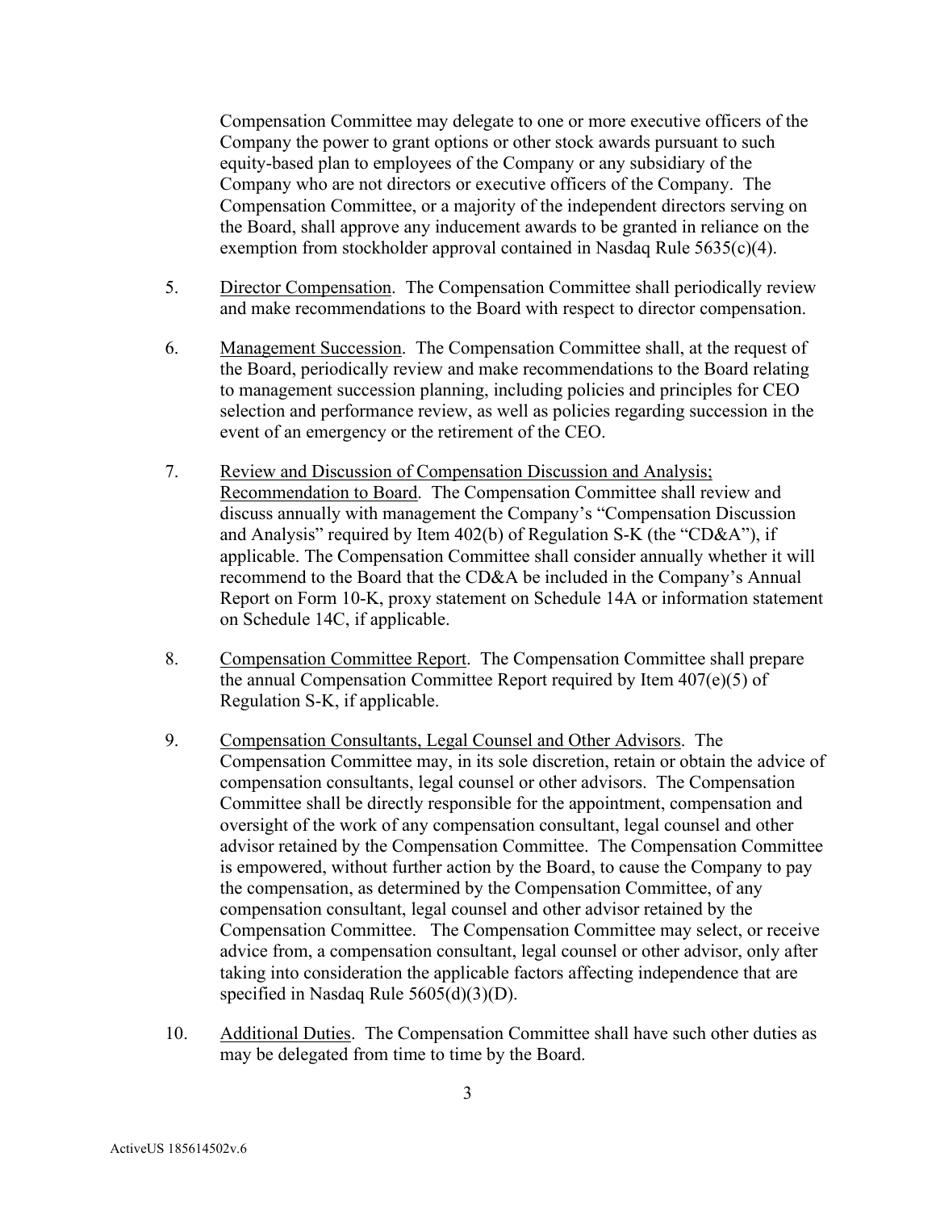Compensation Committee may delegate to one or more executive officers of the Company the power to grant options or other stock awards pursuant to such equity-based plan to employees of the Company or any subsidiary of the Company who are not directors or executive officers of the Company. The Compensation Committee, or a majority of the independent directors serving on the Board, shall approve any inducement awards to be granted in reliance on the exemption from stockholder approval contained in Nasdaq Rule 5635(c)(4).

5. Director Compensation. The Compensation Committee shall periodically review and make recommendations to the Board with respect to director compensation.

6. Management Succession. The Compensation Committee shall, at the request of the Board, periodically review and make recommendations to the Board relating to management succession planning, including policies and principles for CEO selection and performance review, as well as policies regarding succession in the event of an emergency or the retirement of the CEO.

7. Review and Discussion of Compensation Discussion and Analysis; Recommendation to Board. The Compensation Committee shall review and discuss annually with management the Company's "Compensation Discussion and Analysis" required by Item 402(b) of Regulation S-K (the "CD&A"), if applicable. The Compensation Committee shall consider annually whether it will recommend to the Board that the CD&A be included in the Company's Annual Report on Form 10-K, proxy statement on Schedule 14A or information statement on Schedule 14C, if applicable.

8. Compensation Committee Report. The Compensation Committee shall prepare the annual Compensation Committee Report required by Item 407(e)(5) of Regulation S-K, if applicable.

9. Compensation Consultants, Legal Counsel and Other Advisors. The Compensation Committee may, in its sole discretion, retain or obtain the advice of compensation consultants, legal counsel or other advisors. The Compensation Committee shall be directly responsible for the appointment, compensation and oversight of the work of any compensation consultant, legal counsel and other advisor retained by the Compensation Committee. The Compensation Committee is empowered, without further action by the Board, to cause the Company to pay the compensation, as determined by the Compensation Committee, of any compensation consultant, legal counsel and other advisor retained by the Compensation Committee. The Compensation Committee may select, or receive advice from, a compensation consultant, legal counsel or other advisor, only after taking into consideration the applicable factors affecting independence that are specified in Nasdaq Rule 5605(d)(3)(D).

10. Additional Duties. The Compensation Committee shall have such other duties as may be delegated from time to time by the Board.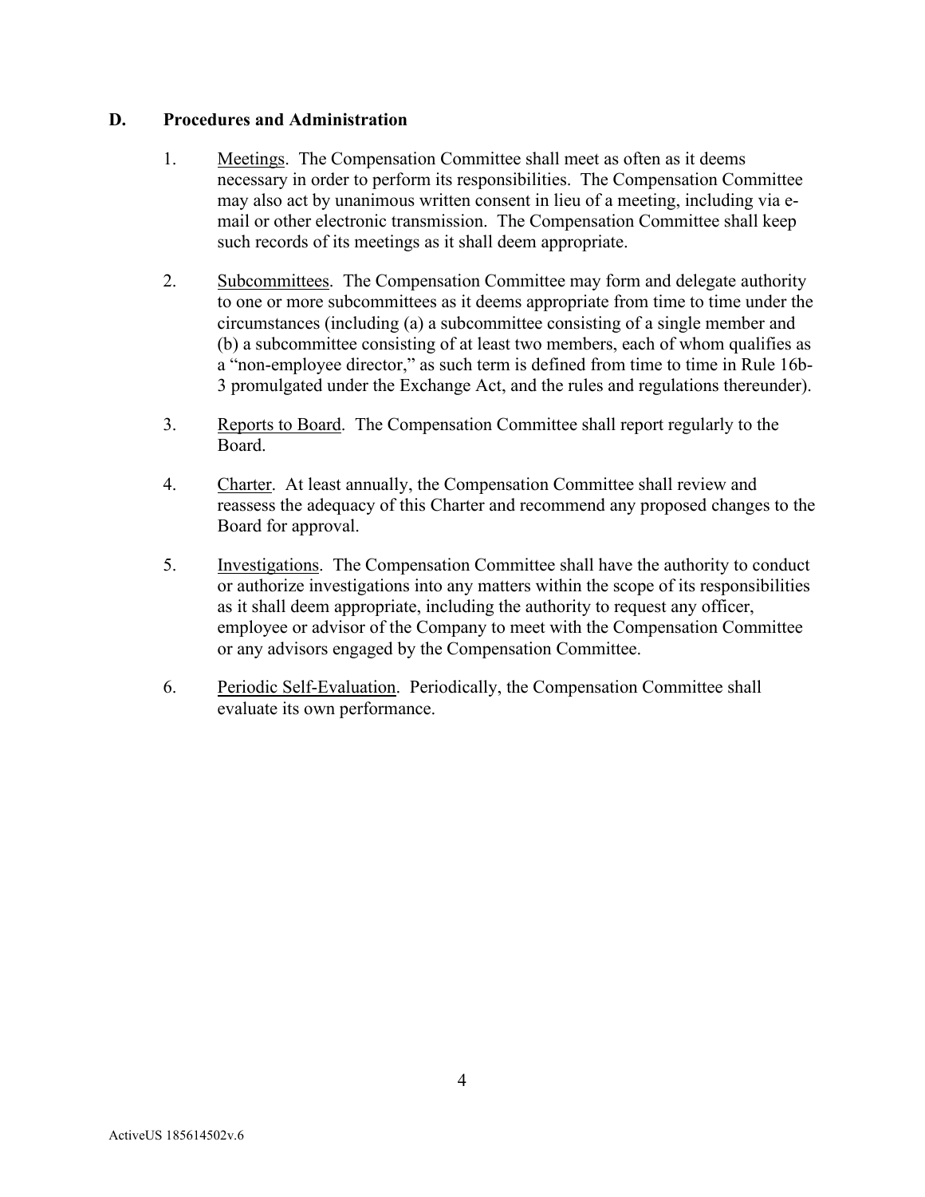## D. Procedures and Administration

1. Meetings. The Compensation Committee shall meet as often as it deems necessary in order to perform its responsibilities. The Compensation Committee may also act by unanimous written consent in lieu of a meeting, including via e-mail or other electronic transmission. The Compensation Committee shall keep such records of its meetings as it shall deem appropriate.

2. Subcommittees. The Compensation Committee may form and delegate authority to one or more subcommittees as it deems appropriate from time to time under the circumstances (including (a) a subcommittee consisting of a single member and (b) a subcommittee consisting of at least two members, each of whom qualifies as a "non-employee director," as such term is defined from time to time in Rule 16b-3 promulgated under the Exchange Act, and the rules and regulations thereunder).

3. Reports to Board. The Compensation Committee shall report regularly to the Board.

4. Charter. At least annually, the Compensation Committee shall review and reassess the adequacy of this Charter and recommend any proposed changes to the Board for approval.

5. Investigations. The Compensation Committee shall have the authority to conduct or authorize investigations into any matters within the scope of its responsibilities as it shall deem appropriate, including the authority to request any officer, employee or advisor of the Company to meet with the Compensation Committee or any advisors engaged by the Compensation Committee.

6. Periodic Self-Evaluation. Periodically, the Compensation Committee shall evaluate its own performance.